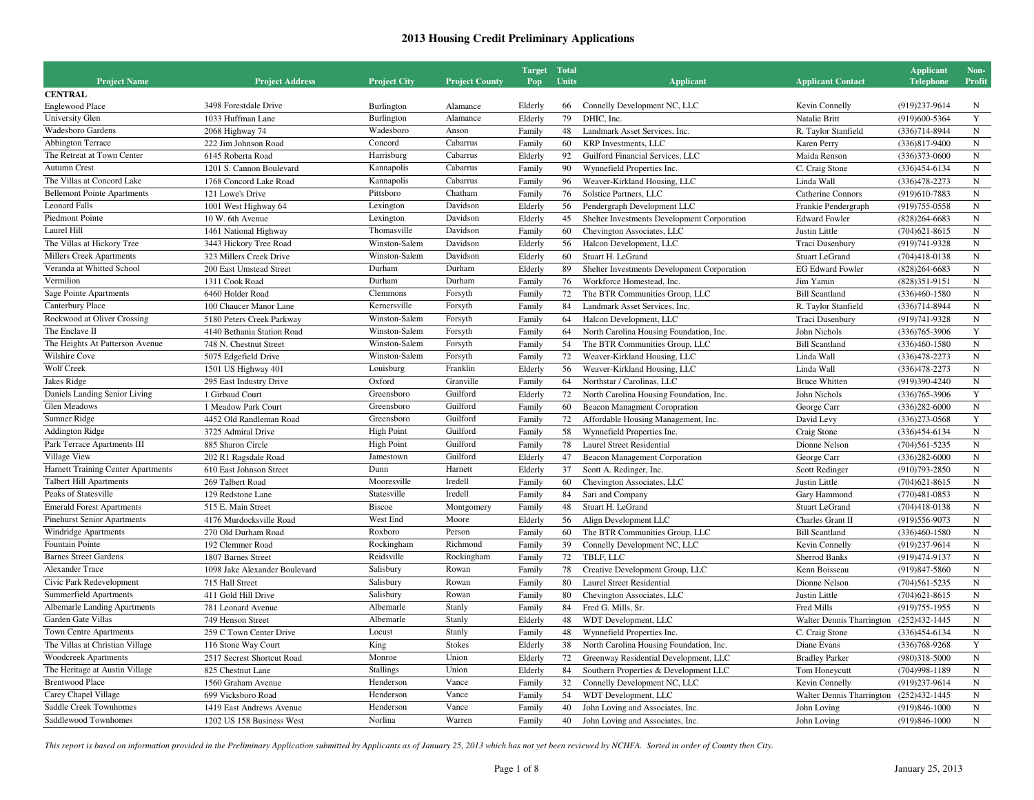# 2013 Housing Credit Preliminary Applications

| Project Name | Project Address | Project City | Project County | Target Pop | Total Units | Applicant | Applicant Contact | Applicant Telephone | Non-Profit |
|---|---|---|---|---|---|---|---|---|---|
| **CENTRAL** | | | | | | | | | |
| Englewood Place | 3498 Forestdale Drive | Burlington | Alamance | Elderly | 66 | Connelly Development NC, LLC | Kevin Connelly | (919)237-9614 | N |
| University Glen | 1033 Huffman Lane | Burlington | Alamance | Elderly | 79 | DHIC, Inc. | Natalie Britt | (919)600-5364 | Y |
| Wadesboro Gardens | 2068 Highway 74 | Wadesboro | Anson | Family | 48 | Landmark Asset Services, Inc. | R. Taylor Stanfield | (336)714-8944 | N |
| Abbington Terrace | 222 Jim Johnson Road | Concord | Cabarrus | Family | 60 | KRP Investments, LLC | Karen Perry | (336)817-9400 | N |
| The Retreat at Town Center | 6145 Roberta Road | Harrisburg | Cabarrus | Elderly | 92 | Guilford Financial Services, LLC | Maida Renson | (336)373-0600 | N |
| Autumn Crest | 1201 S. Cannon Boulevard | Kannapolis | Cabarrus | Family | 90 | Wynnefield Properties Inc. | C. Craig Stone | (336)454-6134 | N |
| The Villas at Concord Lake | 1768 Concord Lake Road | Kannapolis | Cabarrus | Family | 96 | Weaver-Kirkland Housing, LLC | Linda Wall | (336)478-2273 | N |
| Bellemont Pointe Apartments | 121 Lowe's Drive | Pittsboro | Chatham | Family | 76 | Solstice Partners, LLC | Catherine Connors | (919)610-7883 | N |
| Leonard Falls | 1001 West Highway 64 | Lexington | Davidson | Elderly | 56 | Pendergraph Development LLC | Frankie Pendergraph | (919)755-0558 | N |
| Piedmont Pointe | 10 W. 6th Avenue | Lexington | Davidson | Elderly | 45 | Shelter Investments Development Corporation | Edward Fowler | (828)264-6683 | N |
| Laurel Hill | 1461 National Highway | Thomasville | Davidson | Family | 60 | Chevington Associates, LLC | Justin Little | (704)621-8615 | N |
| The Villas at Hickory Tree | 3443 Hickory Tree Road | Winston-Salem | Davidson | Elderly | 56 | Halcon Development, LLC | Traci Dusenbury | (919)741-9328 | N |
| Millers Creek Apartments | 323 Millers Creek Drive | Winston-Salem | Davidson | Elderly | 60 | Stuart H. LeGrand | Stuart LeGrand | (704)418-0138 | N |
| Veranda at Whitted School | 200 East Umstead Street | Durham | Durham | Elderly | 89 | Shelter Investments Development Corporation | EG Edward Fowler | (828)264-6683 | N |
| Vermilion | 1311 Cook Road | Durham | Durham | Family | 76 | Workforce Homestead, Inc. | Jim Yamin | (828)351-9151 | N |
| Sage Pointe Apartments | 6460 Holder Road | Clemmons | Forsyth | Family | 72 | The BTR Communities Group, LLC | Bill Scantland | (336)460-1580 | N |
| Canterbury Place | 100 Chaucer Manor Lane | Kernersville | Forsyth | Family | 84 | Landmark Asset Services, Inc. | R. Taylor Stanfield | (336)714-8944 | N |
| Rockwood at Oliver Crossing | 5180 Peters Creek Parkway | Winston-Salem | Forsyth | Family | 64 | Halcon Development, LLC | Traci Dusenbury | (919)741-9328 | N |
| The Enclave II | 4140 Bethania Station Road | Winston-Salem | Forsyth | Family | 64 | North Carolina Housing Foundation, Inc. | John Nichols | (336)765-3906 | Y |
| The Heights At Patterson Avenue | 748 N. Chestnut Street | Winston-Salem | Forsyth | Family | 54 | The BTR Communities Group, LLC | Bill Scantland | (336)460-1580 | N |
| Wilshire Cove | 5075 Edgefield Drive | Winston-Salem | Forsyth | Family | 72 | Weaver-Kirkland Housing, LLC | Linda Wall | (336)478-2273 | N |
| Wolf Creek | 1501 US Highway 401 | Louisburg | Franklin | Elderly | 56 | Weaver-Kirkland Housing, LLC | Linda Wall | (336)478-2273 | N |
| Jakes Ridge | 295 East Industry Drive | Oxford | Granville | Family | 64 | Northstar / Carolinas, LLC | Bruce Whitten | (919)390-4240 | N |
| Daniels Landing Senior Living | 1 Girbaud Court | Greensboro | Guilford | Elderly | 72 | North Carolina Housing Foundation, Inc. | John Nichols | (336)765-3906 | Y |
| Glen Meadows | 1 Meadow Park Court | Greensboro | Guilford | Family | 60 | Beacon Managment Coropration | George Carr | (336)282-6000 | N |
| Sumner Ridge | 4452 Old Randleman Road | Greensboro | Guilford | Family | 72 | Affordable Housing Management, Inc. | David Levy | (336)273-0568 | Y |
| Addington Ridge | 3725 Admiral Drive | High Point | Guilford | Family | 58 | Wynnefield Properties Inc. | Craig Stone | (336)454-6134 | N |
| Park Terrace Apartments III | 885 Sharon Circle | High Point | Guilford | Family | 78 | Laurel Street Residential | Dionne Nelson | (704)561-5235 | N |
| Village View | 202 R1 Ragsdale Road | Jamestown | Guilford | Elderly | 47 | Beacon Management Corporation | George Carr | (336)282-6000 | N |
| Harnett Training Center Apartments | 610 East Johnson Street | Dunn | Harnett | Elderly | 37 | Scott A. Redinger, Inc. | Scott Redinger | (910)793-2850 | N |
| Talbert Hill Apartments | 269 Talbert Road | Mooresville | Iredell | Family | 60 | Chevington Associates, LLC | Justin Little | (704)621-8615 | N |
| Peaks of Statesville | 129 Redstone Lane | Statesville | Iredell | Family | 84 | Sari and Company | Gary Hammond | (770)481-0853 | N |
| Emerald Forest Apartments | 515 E. Main Street | Biscoe | Montgomery | Family | 48 | Stuart H. LeGrand | Stuart LeGrand | (704)418-0138 | N |
| Pinehurst Senior Apartments | 4176 Murdocksville Road | West End | Moore | Elderly | 56 | Align Development LLC | Charles Grant II | (919)556-9073 | N |
| Windridge Apartments | 270 Old Durham Road | Roxboro | Person | Family | 60 | The BTR Communities Group, LLC | Bill Scantland | (336)460-1580 | N |
| Fountain Pointe | 192 Clemmer Road | Rockingham | Richmond | Family | 39 | Connelly Development NC, LLC | Kevin Connelly | (919)237-9614 | N |
| Barnes Street Gardens | 1807 Barnes Street | Reidsville | Rockingham | Family | 72 | TBLF, LLC | Sherrod Banks | (919)474-9137 | N |
| Alexander Trace | 1098 Jake Alexander Boulevard | Salisbury | Rowan | Family | 78 | Creative Development Group, LLC | Kenn Boisseau | (919)847-5860 | N |
| Civic Park Redevelopment | 715 Hall Street | Salisbury | Rowan | Family | 80 | Laurel Street Residential | Dionne Nelson | (704)561-5235 | N |
| Summerfield Apartments | 411 Gold Hill Drive | Salisbury | Rowan | Family | 80 | Chevington Associates, LLC | Justin Little | (704)621-8615 | N |
| Albemarle Landing Apartments | 781 Leonard Avenue | Albemarle | Stanly | Family | 84 | Fred G. Mills, Sr. | Fred Mills | (919)755-1955 | N |
| Garden Gate Villas | 749 Henson Street | Albemarle | Stanly | Elderly | 48 | WDT Development, LLC | Walter Dennis Tharrington | (252)432-1445 | N |
| Town Centre Apartments | 259 C Town Center Drive | Locust | Stanly | Family | 48 | Wynnefield Properties Inc. | C. Craig Stone | (336)454-6134 | N |
| The Villas at Christian Village | 116 Stone Way Court | King | Stokes | Elderly | 38 | North Carolina Housing Foundation, Inc. | Diane Evans | (336)768-9268 | Y |
| Woodcreek Apartments | 2517 Secrest Shortcut Road | Monroe | Union | Elderly | 72 | Greenway Residential Development, LLC | Bradley Parker | (980)318-5000 | N |
| The Heritage at Austin Village | 825 Chestnut Lane | Stallings | Union | Elderly | 84 | Southern Properties & Development LLC | Tom Honeycutt | (704)998-1189 | N |
| Brentwood Place | 1560 Graham Avenue | Henderson | Vance | Family | 32 | Connelly Development NC, LLC | Kevin Connelly | (919)237-9614 | N |
| Carey Chapel Village | 699 Vicksboro Road | Henderson | Vance | Family | 54 | WDT Development, LLC | Walter Dennis Tharrington | (252)432-1445 | N |
| Saddle Creek Townhomes | 1419 East Andrews Avenue | Henderson | Vance | Family | 40 | John Loving and Associates, Inc. | John Loving | (919)846-1000 | N |
| Saddlewood Townhomes | 1202 US 158 Business West | Norlina | Warren | Family | 40 | John Loving and Associates, Inc. | John Loving | (919)846-1000 | N |

*This report is based on information provided in the Preliminary Application submitted by Applicants as of January 25, 2013 which has not yet been reviewed by NCHFA. Sorted in order of County then City.*

January 25, 2013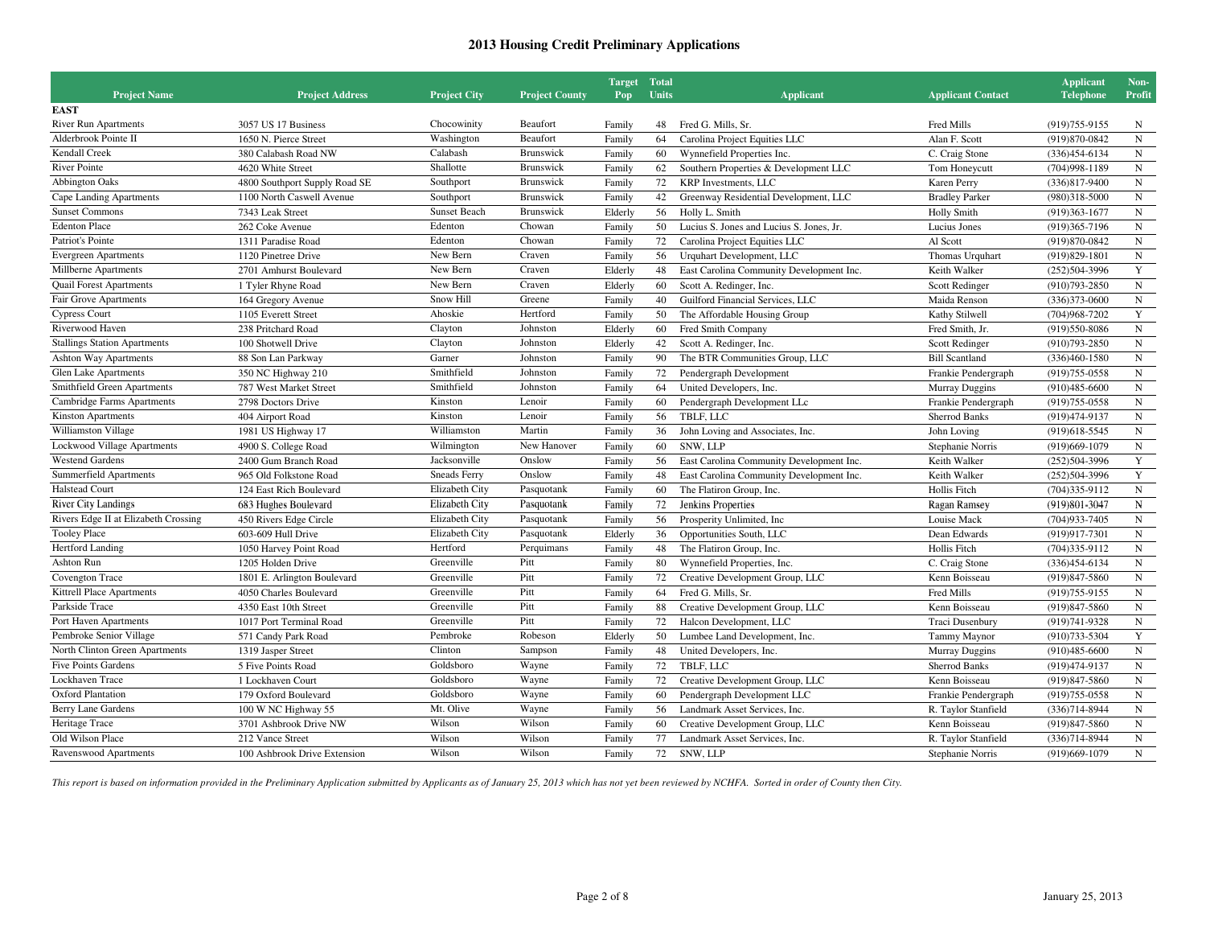# 2013 Housing Credit Preliminary Applications

| Project Name | Project Address | Project City | Project County | Target Pop | Total Units | Applicant | Applicant Contact | Applicant Telephone | Non-Profit |
|---|---|---|---|---|---|---|---|---|---|
| **EAST** | | | | | | | | | |
| River Run Apartments | 3057 US 17 Business | Chocowinity | Beaufort | Family | 48 | Fred G. Mills, Sr. | Fred Mills | (919)755-9155 | N |
| Alderbrook Pointe II | 1650 N. Pierce Street | Washington | Beaufort | Family | 64 | Carolina Project Equities LLC | Alan F. Scott | (919)870-0842 | N |
| Kendall Creek | 380 Calabash Road NW | Calabash | Brunswick | Family | 60 | Wynnefield Properties Inc. | C. Craig Stone | (336)454-6134 | N |
| River Pointe | 4620 White Street | Shallotte | Brunswick | Family | 62 | Southern Properties & Development LLC | Tom Honeycutt | (704)998-1189 | N |
| Abbington Oaks | 4800 Southport Supply Road SE | Southport | Brunswick | Family | 72 | KRP Investments, LLC | Karen Perry | (336)817-9400 | N |
| Cape Landing Apartments | 1100 North Caswell Avenue | Southport | Brunswick | Family | 42 | Greenway Residential Development, LLC | Bradley Parker | (980)318-5000 | N |
| Sunset Commons | 7343 Leak Street | Sunset Beach | Brunswick | Elderly | 56 | Holly L. Smith | Holly Smith | (919)363-1677 | N |
| Edenton Place | 262 Coke Avenue | Edenton | Chowan | Family | 50 | Lucius S. Jones and Lucius S. Jones, Jr. | Lucius Jones | (919)365-7196 | N |
| Patriot's Pointe | 1311 Paradise Road | Edenton | Chowan | Family | 72 | Carolina Project Equities LLC | Al Scott | (919)870-0842 | N |
| Evergreen Apartments | 1120 Pinetree Drive | New Bern | Craven | Family | 56 | Urquhart Development, LLC | Thomas Urquhart | (919)829-1801 | N |
| Millberne Apartments | 2701 Amhurst Boulevard | New Bern | Craven | Elderly | 48 | East Carolina Community Development Inc. | Keith Walker | (252)504-3996 | Y |
| Quail Forest Apartments | 1 Tyler Rhyne Road | New Bern | Craven | Elderly | 60 | Scott A. Redinger, Inc. | Scott Redinger | (910)793-2850 | N |
| Fair Grove Apartments | 164 Gregory Avenue | Snow Hill | Greene | Family | 40 | Guilford Financial Services, LLC | Maida Renson | (336)373-0600 | N |
| Cypress Court | 1105 Everett Street | Ahoskie | Hertford | Family | 50 | The Affordable Housing Group | Kathy Stilwell | (704)968-7202 | Y |
| Riverwood Haven | 238 Pritchard Road | Clayton | Johnston | Elderly | 60 | Fred Smith Company | Fred Smith, Jr. | (919)550-8086 | N |
| Stallings Station Apartments | 100 Shotwell Drive | Clayton | Johnston | Elderly | 42 | Scott A. Redinger, Inc. | Scott Redinger | (910)793-2850 | N |
| Ashton Way Apartments | 88 Son Lan Parkway | Garner | Johnston | Family | 90 | The BTR Communities Group, LLC | Bill Scantland | (336)460-1580 | N |
| Glen Lake Apartments | 350 NC Highway 210 | Smithfield | Johnston | Family | 72 | Pendergraph Development | Frankie Pendergraph | (919)755-0558 | N |
| Smithfield Green Apartments | 787 West Market Street | Smithfield | Johnston | Family | 64 | United Developers, Inc. | Murray Duggins | (910)485-6600 | N |
| Cambridge Farms Apartments | 2798 Doctors Drive | Kinston | Lenoir | Family | 60 | Pendergraph Development LLc | Frankie Pendergraph | (919)755-0558 | N |
| Kinston Apartments | 404 Airport Road | Kinston | Lenoir | Family | 56 | TBLF, LLC | Sherrod Banks | (919)474-9137 | N |
| Williamston Village | 1981 US Highway 17 | Williamston | Martin | Family | 36 | John Loving and Associates, Inc. | John Loving | (919)618-5545 | N |
| Lockwood Village Apartments | 4900 S. College Road | Wilmington | New Hanover | Family | 60 | SNW, LLP | Stephanie Norris | (919)669-1079 | N |
| Westend Gardens | 2400 Gum Branch Road | Jacksonville | Onslow | Family | 56 | East Carolina Community Development Inc. | Keith Walker | (252)504-3996 | Y |
| Summerfield Apartments | 965 Old Folkstone Road | Sneads Ferry | Onslow | Family | 48 | East Carolina Community Development Inc. | Keith Walker | (252)504-3996 | Y |
| Halstead Court | 124 East Rich Boulevard | Elizabeth City | Pasquotank | Family | 60 | The Flatiron Group, Inc. | Hollis Fitch | (704)335-9112 | N |
| River City Landings | 683 Hughes Boulevard | Elizabeth City | Pasquotank | Family | 72 | Jenkins Properties | Ragan Ramsey | (919)801-3047 | N |
| Rivers Edge II at Elizabeth Crossing | 450 Rivers Edge Circle | Elizabeth City | Pasquotank | Family | 56 | Prosperity Unlimited, Inc | Louise Mack | (704)933-7405 | N |
| Tooley Place | 603-609 Hull Drive | Elizabeth City | Pasquotank | Elderly | 36 | Opportunities South, LLC | Dean Edwards | (919)917-7301 | N |
| Hertford Landing | 1050 Harvey Point Road | Hertford | Perquimans | Family | 48 | The Flatiron Group, Inc. | Hollis Fitch | (704)335-9112 | N |
| Ashton Run | 1205 Holden Drive | Greenville | Pitt | Family | 80 | Wynnefield Properties, Inc. | C. Craig Stone | (336)454-6134 | N |
| Covengton Trace | 1801 E. Arlington Boulevard | Greenville | Pitt | Family | 72 | Creative Development Group, LLC | Kenn Boisseau | (919)847-5860 | N |
| Kittrell Place Apartments | 4050 Charles Boulevard | Greenville | Pitt | Family | 64 | Fred G. Mills, Sr. | Fred Mills | (919)755-9155 | N |
| Parkside Trace | 4350 East 10th Street | Greenville | Pitt | Family | 88 | Creative Development Group, LLC | Kenn Boisseau | (919)847-5860 | N |
| Port Haven Apartments | 1017 Port Terminal Road | Greenville | Pitt | Family | 72 | Halcon Development, LLC | Traci Dusenbury | (919)741-9328 | N |
| Pembroke Senior Village | 571 Candy Park Road | Pembroke | Robeson | Elderly | 50 | Lumbee Land Development, Inc. | Tammy Maynor | (910)733-5304 | Y |
| North Clinton Green Apartments | 1319 Jasper Street | Clinton | Sampson | Family | 48 | United Developers, Inc. | Murray Duggins | (910)485-6600 | N |
| Five Points Gardens | 5 Five Points Road | Goldsboro | Wayne | Family | 72 | TBLF, LLC | Sherrod Banks | (919)474-9137 | N |
| Lockhaven Trace | 1 Lockhaven Court | Goldsboro | Wayne | Family | 72 | Creative Development Group, LLC | Kenn Boisseau | (919)847-5860 | N |
| Oxford Plantation | 179 Oxford Boulevard | Goldsboro | Wayne | Family | 60 | Pendergraph Development LLC | Frankie Pendergraph | (919)755-0558 | N |
| Berry Lane Gardens | 100 W NC Highway 55 | Mt. Olive | Wayne | Family | 56 | Landmark Asset Services, Inc. | R. Taylor Stanfield | (336)714-8944 | N |
| Heritage Trace | 3701 Ashbrook Drive NW | Wilson | Wilson | Family | 60 | Creative Development Group, LLC | Kenn Boisseau | (919)847-5860 | N |
| Old Wilson Place | 212 Vance Street | Wilson | Wilson | Family | 77 | Landmark Asset Services, Inc. | R. Taylor Stanfield | (336)714-8944 | N |
| Ravenswood Apartments | 100 Ashbrook Drive Extension | Wilson | Wilson | Family | 72 | SNW, LLP | Stephanie Norris | (919)669-1079 | N |

*This report is based on information provided in the Preliminary Application submitted by Applicants as of January 25, 2013 which has not yet been reviewed by NCHFA. Sorted in order of County then City.*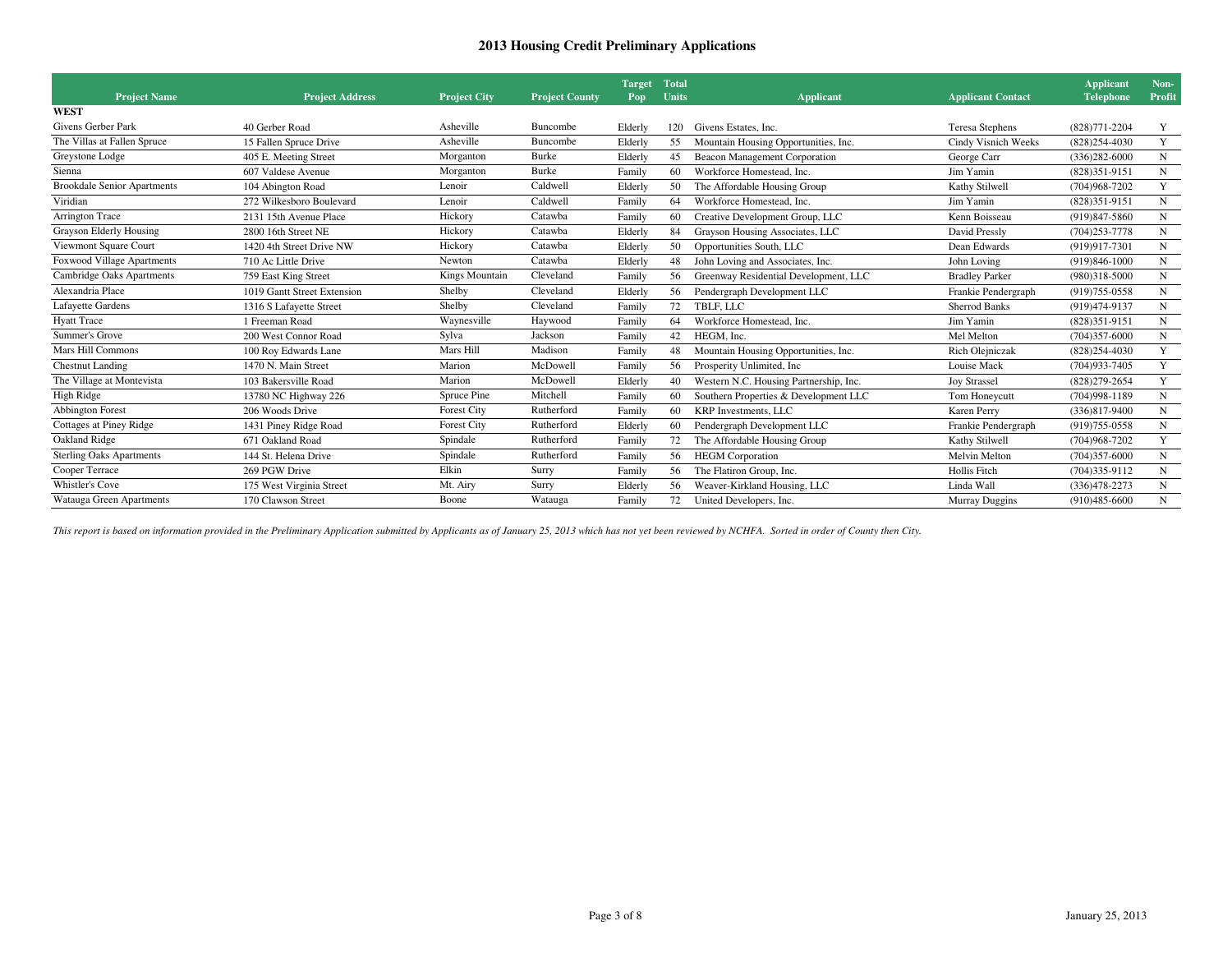# 2013 Housing Credit Preliminary Applications

| Project Name | Project Address | Project City | Project County | Target Pop | Total Units | Applicant | Applicant Contact | Applicant Telephone | Non-Profit |
|---|---|---|---|---|---|---|---|---|---|
| **WEST** | | | | | | | | | |
| Givens Gerber Park | 40 Gerber Road | Asheville | Buncombe | Elderly | 120 | Givens Estates, Inc. | Teresa Stephens | (828)771-2204 | Y |
| The Villas at Fallen Spruce | 15 Fallen Spruce Drive | Asheville | Buncombe | Elderly | 55 | Mountain Housing Opportunities, Inc. | Cindy Visnich Weeks | (828)254-4030 | Y |
| Greystone Lodge | 405 E. Meeting Street | Morganton | Burke | Elderly | 45 | Beacon Management Corporation | George Carr | (336)282-6000 | N |
| Sienna | 607 Valdese Avenue | Morganton | Burke | Family | 60 | Workforce Homestead, Inc. | Jim Yamin | (828)351-9151 | N |
| Brookdale Senior Apartments | 104 Abington Road | Lenoir | Caldwell | Elderly | 50 | The Affordable Housing Group | Kathy Stilwell | (704)968-7202 | Y |
| Viridian | 272 Wilkesboro Boulevard | Lenoir | Caldwell | Family | 64 | Workforce Homestead, Inc. | Jim Yamin | (828)351-9151 | N |
| Arrington Trace | 2131 15th Avenue Place | Hickory | Catawba | Family | 60 | Creative Development Group, LLC | Kenn Boisseau | (919)847-5860 | N |
| Grayson Elderly Housing | 2800 16th Street NE | Hickory | Catawba | Elderly | 84 | Grayson Housing Associates, LLC | David Pressly | (704)253-7778 | N |
| Viewmont Square Court | 1420 4th Street Drive NW | Hickory | Catawba | Elderly | 50 | Opportunities South, LLC | Dean Edwards | (919)917-7301 | N |
| Foxwood Village Apartments | 710 Ac Little Drive | Newton | Catawba | Elderly | 48 | John Loving and Associates, Inc. | John Loving | (919)846-1000 | N |
| Cambridge Oaks Apartments | 759 East King Street | Kings Mountain | Cleveland | Family | 56 | Greenway Residential Development, LLC | Bradley Parker | (980)318-5000 | N |
| Alexandria Place | 1019 Gantt Street Extension | Shelby | Cleveland | Elderly | 56 | Pendergraph Development LLC | Frankie Pendergraph | (919)755-0558 | N |
| Lafayette Gardens | 1316 S Lafayette Street | Shelby | Cleveland | Family | 72 | TBLF, LLC | Sherrod Banks | (919)474-9137 | N |
| Hyatt Trace | 1 Freeman Road | Waynesville | Haywood | Family | 64 | Workforce Homestead, Inc. | Jim Yamin | (828)351-9151 | N |
| Summer's Grove | 200 West Connor Road | Sylva | Jackson | Family | 42 | HEGM, Inc. | Mel Melton | (704)357-6000 | N |
| Mars Hill Commons | 100 Roy Edwards Lane | Mars Hill | Madison | Family | 48 | Mountain Housing Opportunities, Inc. | Rich Olejniczak | (828)254-4030 | Y |
| Chestnut Landing | 1470 N. Main Street | Marion | McDowell | Family | 56 | Prosperity Unlimited, Inc | Louise Mack | (704)933-7405 | Y |
| The Village at Montevista | 103 Bakersville Road | Marion | McDowell | Elderly | 40 | Western N.C. Housing Partnership, Inc. | Joy Strassel | (828)279-2654 | Y |
| High Ridge | 13780 NC Highway 226 | Spruce Pine | Mitchell | Family | 60 | Southern Properties & Development LLC | Tom Honeycutt | (704)998-1189 | N |
| Abbington Forest | 206 Woods Drive | Forest City | Rutherford | Family | 60 | KRP Investments, LLC | Karen Perry | (336)817-9400 | N |
| Cottages at Piney Ridge | 1431 Piney Ridge Road | Forest City | Rutherford | Elderly | 60 | Pendergraph Development LLC | Frankie Pendergraph | (919)755-0558 | N |
| Oakland Ridge | 671 Oakland Road | Spindale | Rutherford | Family | 72 | The Affordable Housing Group | Kathy Stilwell | (704)968-7202 | Y |
| Sterling Oaks Apartments | 144 St. Helena Drive | Spindale | Rutherford | Family | 56 | HEGM Corporation | Melvin Melton | (704)357-6000 | N |
| Cooper Terrace | 269 PGW Drive | Elkin | Surry | Family | 56 | The Flatiron Group, Inc. | Hollis Fitch | (704)335-9112 | N |
| Whistler's Cove | 175 West Virginia Street | Mt. Airy | Surry | Elderly | 56 | Weaver-Kirkland Housing, LLC | Linda Wall | (336)478-2273 | N |
| Watauga Green Apartments | 170 Clawson Street | Boone | Watauga | Family | 72 | United Developers, Inc. | Murray Duggins | (910)485-6600 | N |

*This report is based on information provided in the Preliminary Application submitted by Applicants as of January 25, 2013 which has not yet been reviewed by NCHFA. Sorted in order of County then City.*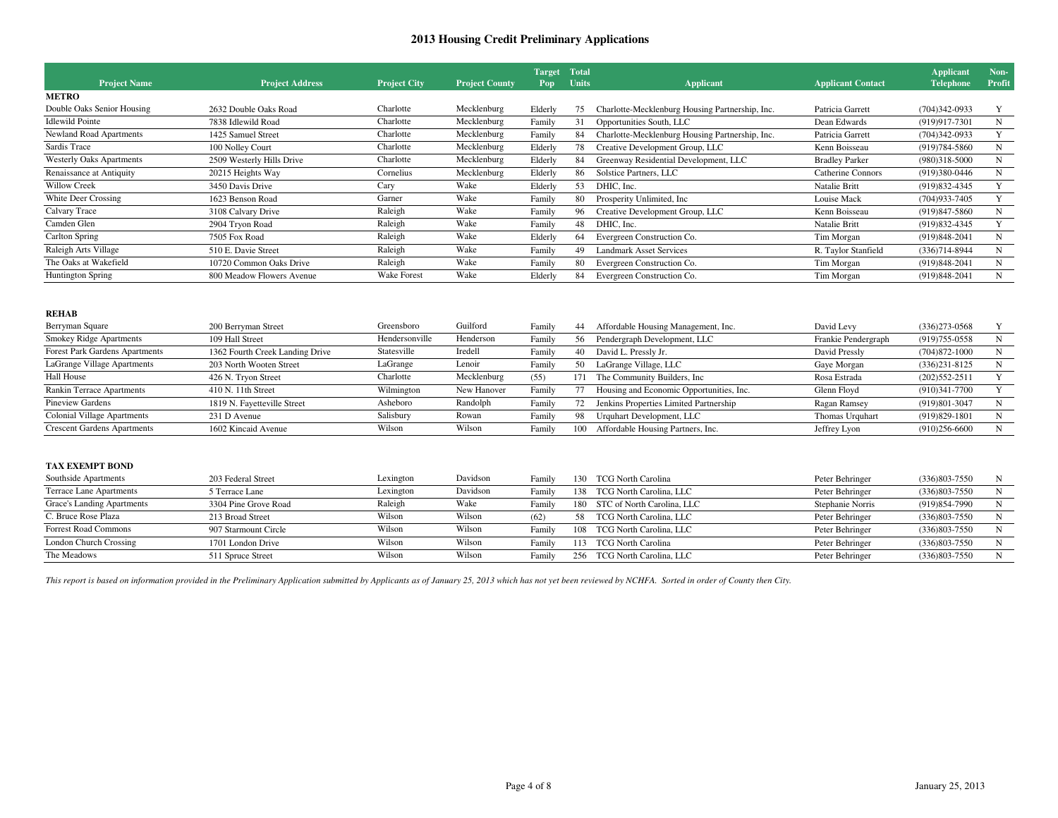# 2013 Housing Credit Preliminary Applications

| Project Name | Project Address | Project City | Project County | Target Pop | Total Units | Applicant | Applicant Contact | Applicant Telephone | Non-Profit |
|---|---|---|---|---|---|---|---|---|---|
| **METRO** | | | | | | | | | |
| Double Oaks Senior Housing | 2632 Double Oaks Road | Charlotte | Mecklenburg | Elderly | 75 | Charlotte-Mecklenburg Housing Partnership, Inc. | Patricia Garrett | (704)342-0933 | Y |
| Idlewild Pointe | 7838 Idlewild Road | Charlotte | Mecklenburg | Family | 31 | Opportunities South, LLC | Dean Edwards | (919)917-7301 | N |
| Newland Road Apartments | 1425 Samuel Street | Charlotte | Mecklenburg | Family | 84 | Charlotte-Mecklenburg Housing Partnership, Inc. | Patricia Garrett | (704)342-0933 | Y |
| Sardis Trace | 100 Nolley Court | Charlotte | Mecklenburg | Elderly | 78 | Creative Development Group, LLC | Kenn Boisseau | (919)784-5860 | N |
| Westerly Oaks Apartments | 2509 Westerly Hills Drive | Charlotte | Mecklenburg | Elderly | 84 | Greenway Residential Development, LLC | Bradley Parker | (980)318-5000 | N |
| Renaissance at Antiquity | 20215 Heights Way | Cornelius | Mecklenburg | Elderly | 86 | Solstice Partners, LLC | Catherine Connors | (919)380-0446 | N |
| Willow Creek | 3450 Davis Drive | Cary | Wake | Elderly | 53 | DHIC, Inc. | Natalie Britt | (919)832-4345 | Y |
| White Deer Crossing | 1623 Benson Road | Garner | Wake | Family | 80 | Prosperity Unlimited, Inc | Louise Mack | (704)933-7405 | Y |
| Calvary Trace | 3108 Calvary Drive | Raleigh | Wake | Family | 96 | Creative Development Group, LLC | Kenn Boisseau | (919)847-5860 | N |
| Camden Glen | 2904 Tryon Road | Raleigh | Wake | Family | 48 | DHIC, Inc. | Natalie Britt | (919)832-4345 | Y |
| Carlton Spring | 7505 Fox Road | Raleigh | Wake | Elderly | 64 | Evergreen Construction Co. | Tim Morgan | (919)848-2041 | N |
| Raleigh Arts Village | 510 E. Davie Street | Raleigh | Wake | Family | 49 | Landmark Asset Services | R. Taylor Stanfield | (336)714-8944 | N |
| The Oaks at Wakefield | 10720 Common Oaks Drive | Raleigh | Wake | Family | 80 | Evergreen Construction Co. | Tim Morgan | (919)848-2041 | N |
| Huntington Spring | 800 Meadow Flowers Avenue | Wake Forest | Wake | Elderly | 84 | Evergreen Construction Co. | Tim Morgan | (919)848-2041 | N |
| **REHAB** | | | | | | | | | |
| Berryman Square | 200 Berryman Street | Greensboro | Guilford | Family | 44 | Affordable Housing Management, Inc. | David Levy | (336)273-0568 | Y |
| Smokey Ridge Apartments | 109 Hall Street | Hendersonville | Henderson | Family | 56 | Pendergraph Development, LLC | Frankie Pendergraph | (919)755-0558 | N |
| Forest Park Gardens Apartments | 1362 Fourth Creek Landing Drive | Statesville | Iredell | Family | 40 | David L. Pressly Jr. | David Pressly | (704)872-1000 | N |
| LaGrange Village Apartments | 203 North Wooten Street | LaGrange | Lenoir | Family | 50 | LaGrange Village, LLC | Gaye Morgan | (336)231-8125 | N |
| Hall House | 426 N. Tryon Street | Charlotte | Mecklenburg | (55) | 171 | The Community Builders, Inc | Rosa Estrada | (202)552-2511 | Y |
| Rankin Terrace Apartments | 410 N. 11th Street | Wilmington | New Hanover | Family | 77 | Housing and Economic Opportunities, Inc. | Glenn Floyd | (910)341-7700 | Y |
| Pineview Gardens | 1819 N. Fayetteville Street | Asheboro | Randolph | Family | 72 | Jenkins Properties Limited Partnership | Ragan Ramsey | (919)801-3047 | N |
| Colonial Village Apartments | 231 D Avenue | Salisbury | Rowan | Family | 98 | Urquhart Development, LLC | Thomas Urquhart | (919)829-1801 | N |
| Crescent Gardens Apartments | 1602 Kincaid Avenue | Wilson | Wilson | Family | 100 | Affordable Housing Partners, Inc. | Jeffrey Lyon | (910)256-6600 | N |
| **TAX EXEMPT BOND** | | | | | | | | | |
| Southside Apartments | 203 Federal Street | Lexington | Davidson | Family | 130 | TCG North Carolina | Peter Behringer | (336)803-7550 | N |
| Terrace Lane Apartments | 5 Terrace Lane | Lexington | Davidson | Family | 138 | TCG North Carolina, LLC | Peter Behringer | (336)803-7550 | N |
| Grace's Landing Apartments | 3304 Pine Grove Road | Raleigh | Wake | Family | 180 | STC of North Carolina, LLC | Stephanie Norris | (919)854-7990 | N |
| C. Bruce Rose Plaza | 213 Broad Street | Wilson | Wilson | (62) | 58 | TCG North Carolina, LLC | Peter Behringer | (336)803-7550 | N |
| Forrest Road Commons | 907 Starmount Circle | Wilson | Wilson | Family | 108 | TCG North Carolina, LLC | Peter Behringer | (336)803-7550 | N |
| London Church Crossing | 1701 London Drive | Wilson | Wilson | Family | 113 | TCG North Carolina | Peter Behringer | (336)803-7550 | N |
| The Meadows | 511 Spruce Street | Wilson | Wilson | Family | 256 | TCG North Carolina, LLC | Peter Behringer | (336)803-7550 | N |

*This report is based on information provided in the Preliminary Application submitted by Applicants as of January 25, 2013 which has not yet been reviewed by NCHFA. Sorted in order of County then City.*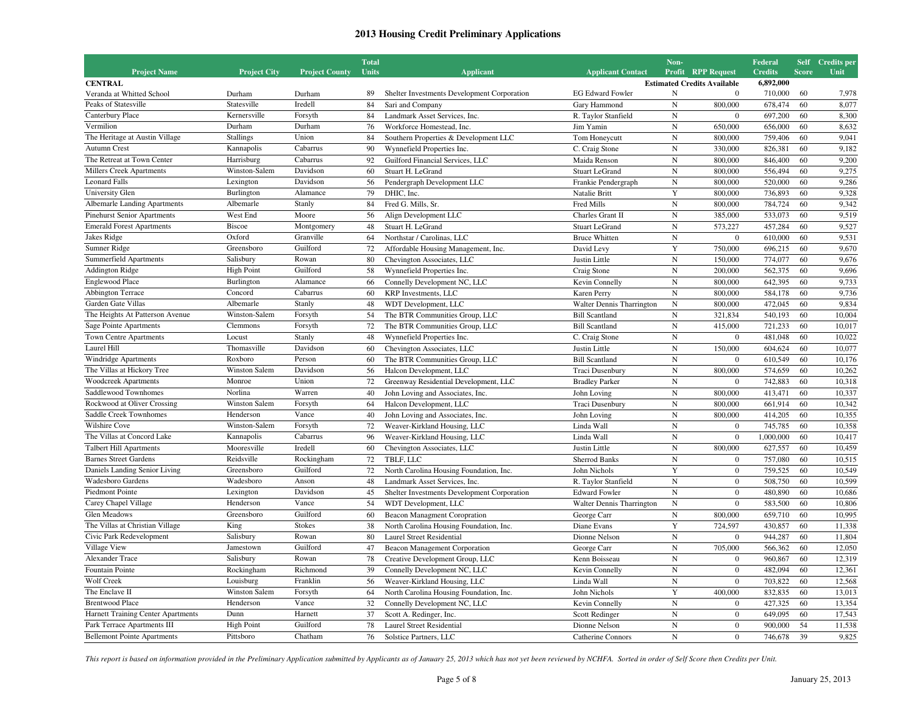# 2013 Housing Credit Preliminary Applications

| Project Name | Project City | Project County | Total Units | Applicant | Applicant Contact | Non-Profit | RPP Request | Federal Credits | Self Score | Credits per Unit |
|---|---|---|---|---|---|---|---|---|---|---|
| **CENTRAL** | | | | | | **Estimated Credits Available** | | **6,892,000** | | |
| Veranda at Whitted School | Durham | Durham | 89 | Shelter Investments Development Corporation | EG Edward Fowler | N | 0 | 710,000 | 60 | 7,978 |
| Peaks of Statesville | Statesville | Iredell | 84 | Sari and Company | Gary Hammond | N | 800,000 | 678,474 | 60 | 8,077 |
| Canterbury Place | Kernersville | Forsyth | 84 | Landmark Asset Services, Inc. | R. Taylor Stanfield | N | 0 | 697,200 | 60 | 8,300 |
| Vermilion | Durham | Durham | 76 | Workforce Homestead, Inc. | Jim Yamin | N | 650,000 | 656,000 | 60 | 8,632 |
| The Heritage at Austin Village | Stallings | Union | 84 | Southern Properties & Development LLC | Tom Honeycutt | N | 800,000 | 759,406 | 60 | 9,041 |
| Autumn Crest | Kannapolis | Cabarrus | 90 | Wynnefield Properties Inc. | C. Craig Stone | N | 330,000 | 826,381 | 60 | 9,182 |
| The Retreat at Town Center | Harrisburg | Cabarrus | 92 | Guilford Financial Services, LLC | Maida Renson | N | 800,000 | 846,400 | 60 | 9,200 |
| Millers Creek Apartments | Winston-Salem | Davidson | 60 | Stuart H. LeGrand | Stuart LeGrand | N | 800,000 | 556,494 | 60 | 9,275 |
| Leonard Falls | Lexington | Davidson | 56 | Pendergraph Development LLC | Frankie Pendergraph | N | 800,000 | 520,000 | 60 | 9,286 |
| University Glen | Burlington | Alamance | 79 | DHIC, Inc. | Natalie Britt | Y | 800,000 | 736,893 | 60 | 9,328 |
| Albemarle Landing Apartments | Albemarle | Stanly | 84 | Fred G. Mills, Sr. | Fred Mills | N | 800,000 | 784,724 | 60 | 9,342 |
| Pinehurst Senior Apartments | West End | Moore | 56 | Align Development LLC | Charles Grant II | N | 385,000 | 533,073 | 60 | 9,519 |
| Emerald Forest Apartments | Biscoe | Montgomery | 48 | Stuart H. LeGrand | Stuart LeGrand | N | 573,227 | 457,284 | 60 | 9,527 |
| Jakes Ridge | Oxford | Granville | 64 | Northstar / Carolinas, LLC | Bruce Whitten | N | 0 | 610,000 | 60 | 9,531 |
| Sumner Ridge | Greensboro | Guilford | 72 | Affordable Housing Management, Inc. | David Levy | Y | 750,000 | 696,215 | 60 | 9,670 |
| Summerfield Apartments | Salisbury | Rowan | 80 | Chevington Associates, LLC | Justin Little | N | 150,000 | 774,077 | 60 | 9,676 |
| Addington Ridge | High Point | Guilford | 58 | Wynnefield Properties Inc. | Craig Stone | N | 200,000 | 562,375 | 60 | 9,696 |
| Englewood Place | Burlington | Alamance | 66 | Connelly Development NC, LLC | Kevin Connelly | N | 800,000 | 642,395 | 60 | 9,733 |
| Abbington Terrace | Concord | Cabarrus | 60 | KRP Investments, LLC | Karen Perry | N | 800,000 | 584,178 | 60 | 9,736 |
| Garden Gate Villas | Albemarle | Stanly | 48 | WDT Development, LLC | Walter Dennis Tharrington | N | 800,000 | 472,045 | 60 | 9,834 |
| The Heights At Patterson Avenue | Winston-Salem | Forsyth | 54 | The BTR Communities Group, LLC | Bill Scantland | N | 321,834 | 540,193 | 60 | 10,004 |
| Sage Pointe Apartments | Clemmons | Forsyth | 72 | The BTR Communities Group, LLC | Bill Scantland | N | 415,000 | 721,233 | 60 | 10,017 |
| Town Centre Apartments | Locust | Stanly | 48 | Wynnefield Properties Inc. | C. Craig Stone | N | 0 | 481,048 | 60 | 10,022 |
| Laurel Hill | Thomasville | Davidson | 60 | Chevington Associates, LLC | Justin Little | N | 150,000 | 604,624 | 60 | 10,077 |
| Windridge Apartments | Roxboro | Person | 60 | The BTR Communities Group, LLC | Bill Scantland | N | 0 | 610,549 | 60 | 10,176 |
| The Villas at Hickory Tree | Winston Salem | Davidson | 56 | Halcon Development, LLC | Traci Dusenbury | N | 800,000 | 574,659 | 60 | 10,262 |
| Woodcreek Apartments | Monroe | Union | 72 | Greenway Residential Development, LLC | Bradley Parker | N | 0 | 742,883 | 60 | 10,318 |
| Saddlewood Townhomes | Norlina | Warren | 40 | John Loving and Associates, Inc. | John Loving | N | 800,000 | 413,471 | 60 | 10,337 |
| Rockwood at Oliver Crossing | Winston Salem | Forsyth | 64 | Halcon Development, LLC | Traci Dusenbury | N | 800,000 | 661,914 | 60 | 10,342 |
| Saddle Creek Townhomes | Henderson | Vance | 40 | John Loving and Associates, Inc. | John Loving | N | 800,000 | 414,205 | 60 | 10,355 |
| Wilshire Cove | Winston-Salem | Forsyth | 72 | Weaver-Kirkland Housing, LLC | Linda Wall | N | 0 | 745,785 | 60 | 10,358 |
| The Villas at Concord Lake | Kannapolis | Cabarrus | 96 | Weaver-Kirkland Housing, LLC | Linda Wall | N | 0 | 1,000,000 | 60 | 10,417 |
| Talbert Hill Apartments | Mooresville | Iredell | 60 | Chevington Associates, LLC | Justin Little | N | 800,000 | 627,557 | 60 | 10,459 |
| Barnes Street Gardens | Reidsville | Rockingham | 72 | TBLF, LLC | Sherrod Banks | N | 0 | 757,080 | 60 | 10,515 |
| Daniels Landing Senior Living | Greensboro | Guilford | 72 | North Carolina Housing Foundation, Inc. | John Nichols | Y | 0 | 759,525 | 60 | 10,549 |
| Wadesboro Gardens | Wadesboro | Anson | 48 | Landmark Asset Services, Inc. | R. Taylor Stanfield | N | 0 | 508,750 | 60 | 10,599 |
| Piedmont Pointe | Lexington | Davidson | 45 | Shelter Investments Development Corporation | Edward Fowler | N | 0 | 480,890 | 60 | 10,686 |
| Carey Chapel Village | Henderson | Vance | 54 | WDT Development, LLC | Walter Dennis Tharrington | N | 0 | 583,500 | 60 | 10,806 |
| Glen Meadows | Greensboro | Guilford | 60 | Beacon Managment Coropration | George Carr | N | 800,000 | 659,710 | 60 | 10,995 |
| The Villas at Christian Village | King | Stokes | 38 | North Carolina Housing Foundation, Inc. | Diane Evans | Y | 724,597 | 430,857 | 60 | 11,338 |
| Civic Park Redevelopment | Salisbury | Rowan | 80 | Laurel Street Residential | Dionne Nelson | N | 0 | 944,287 | 60 | 11,804 |
| Village View | Jamestown | Guilford | 47 | Beacon Management Corporation | George Carr | N | 705,000 | 566,362 | 60 | 12,050 |
| Alexander Trace | Salisbury | Rowan | 78 | Creative Development Group, LLC | Kenn Boisseau | N | 0 | 960,867 | 60 | 12,319 |
| Fountain Pointe | Rockingham | Richmond | 39 | Connelly Development NC, LLC | Kevin Connelly | N | 0 | 482,094 | 60 | 12,361 |
| Wolf Creek | Louisburg | Franklin | 56 | Weaver-Kirkland Housing, LLC | Linda Wall | N | 0 | 703,822 | 60 | 12,568 |
| The Enclave II | Winston Salem | Forsyth | 64 | North Carolina Housing Foundation, Inc. | John Nichols | Y | 400,000 | 832,835 | 60 | 13,013 |
| Brentwood Place | Henderson | Vance | 32 | Connelly Development NC, LLC | Kevin Connelly | N | 0 | 427,325 | 60 | 13,354 |
| Harnett Training Center Apartments | Dunn | Harnett | 37 | Scott A. Redinger, Inc. | Scott Redinger | N | 0 | 649,095 | 60 | 17,543 |
| Park Terrace Apartments III | High Point | Guilford | 78 | Laurel Street Residential | Dionne Nelson | N | 0 | 900,000 | 54 | 11,538 |
| Bellemont Pointe Apartments | Pittsboro | Chatham | 76 | Solstice Partners, LLC | Catherine Connors | N | 0 | 746,678 | 39 | 9,825 |

*This report is based on information provided in the Preliminary Application submitted by Applicants as of January 25, 2013 which has not yet been reviewed by NCHFA. Sorted in order of Self Score then Credits per Unit.*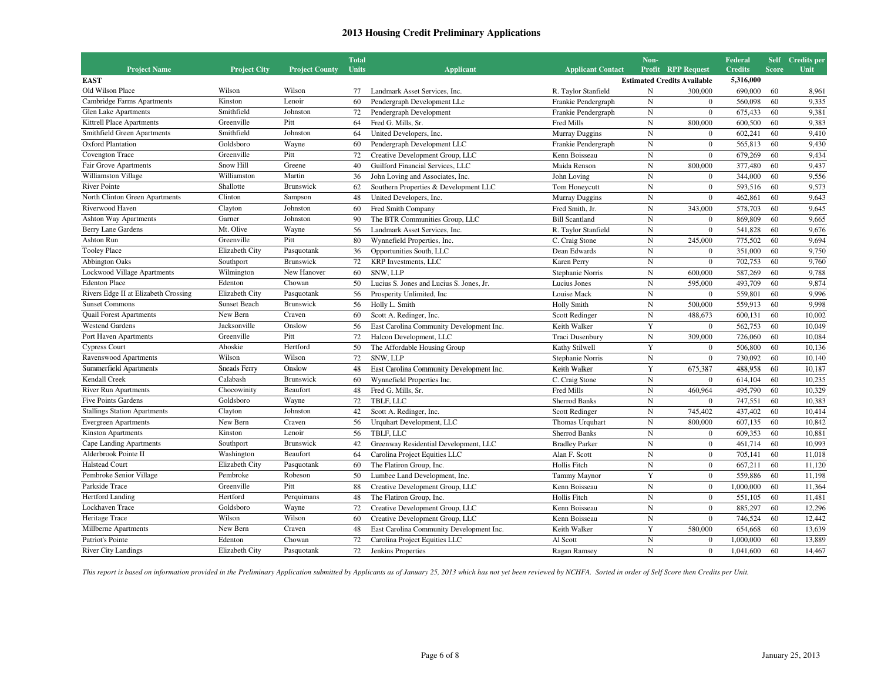# 2013 Housing Credit Preliminary Applications

| Project Name | Project City | Project County | Total Units | Applicant | Applicant Contact | Non-Profit | RPP Request | Federal Credits | Self Score | Credits per Unit |
|---|---|---|---|---|---|---|---|---|---|---|
| **EAST** | | | | | | **Estimated Credits Available** | | **5,316,000** | | |
| Old Wilson Place | Wilson | Wilson | 77 | Landmark Asset Services, Inc. | R. Taylor Stanfield | N | 300,000 | 690,000 | 60 | 8,961 |
| Cambridge Farms Apartments | Kinston | Lenoir | 60 | Pendergraph Development LLc | Frankie Pendergraph | N | 0 | 560,098 | 60 | 9,335 |
| Glen Lake Apartments | Smithfield | Johnston | 72 | Pendergraph Development | Frankie Pendergraph | N | 0 | 675,433 | 60 | 9,381 |
| Kittrell Place Apartments | Greenville | Pitt | 64 | Fred G. Mills, Sr. | Fred Mills | N | 800,000 | 600,500 | 60 | 9,383 |
| Smithfield Green Apartments | Smithfield | Johnston | 64 | United Developers, Inc. | Murray Duggins | N | 0 | 602,241 | 60 | 9,410 |
| Oxford Plantation | Goldsboro | Wayne | 60 | Pendergraph Development LLC | Frankie Pendergraph | N | 0 | 565,813 | 60 | 9,430 |
| Covengton Trace | Greenville | Pitt | 72 | Creative Development Group, LLC | Kenn Boisseau | N | 0 | 679,269 | 60 | 9,434 |
| Fair Grove Apartments | Snow Hill | Greene | 40 | Guilford Financial Services, LLC | Maida Renson | N | 800,000 | 377,480 | 60 | 9,437 |
| Williamston Village | Williamston | Martin | 36 | John Loving and Associates, Inc. | John Loving | N | 0 | 344,000 | 60 | 9,556 |
| River Pointe | Shallotte | Brunswick | 62 | Southern Properties & Development LLC | Tom Honeycutt | N | 0 | 593,516 | 60 | 9,573 |
| North Clinton Green Apartments | Clinton | Sampson | 48 | United Developers, Inc. | Murray Duggins | N | 0 | 462,861 | 60 | 9,643 |
| Riverwood Haven | Clayton | Johnston | 60 | Fred Smith Company | Fred Smith, Jr. | N | 343,000 | 578,703 | 60 | 9,645 |
| Ashton Way Apartments | Garner | Johnston | 90 | The BTR Communities Group, LLC | Bill Scantland | N | 0 | 869,809 | 60 | 9,665 |
| Berry Lane Gardens | Mt. Olive | Wayne | 56 | Landmark Asset Services, Inc. | R. Taylor Stanfield | N | 0 | 541,828 | 60 | 9,676 |
| Ashton Run | Greenville | Pitt | 80 | Wynnefield Properties, Inc. | C. Craig Stone | N | 245,000 | 775,502 | 60 | 9,694 |
| Tooley Place | Elizabeth City | Pasquotank | 36 | Opportunities South, LLC | Dean Edwards | N | 0 | 351,000 | 60 | 9,750 |
| Abbington Oaks | Southport | Brunswick | 72 | KRP Investments, LLC | Karen Perry | N | 0 | 702,753 | 60 | 9,760 |
| Lockwood Village Apartments | Wilmington | New Hanover | 60 | SNW, LLP | Stephanie Norris | N | 600,000 | 587,269 | 60 | 9,788 |
| Edenton Place | Edenton | Chowan | 50 | Lucius S. Jones and Lucius S. Jones, Jr. | Lucius Jones | N | 595,000 | 493,709 | 60 | 9,874 |
| Rivers Edge II at Elizabeth Crossing | Elizabeth City | Pasquotank | 56 | Prosperity Unlimited, Inc | Louise Mack | N | 0 | 559,801 | 60 | 9,996 |
| Sunset Commons | Sunset Beach | Brunswick | 56 | Holly L. Smith | Holly Smith | N | 500,000 | 559,913 | 60 | 9,998 |
| Quail Forest Apartments | New Bern | Craven | 60 | Scott A. Redinger, Inc. | Scott Redinger | N | 488,673 | 600,131 | 60 | 10,002 |
| Westend Gardens | Jacksonville | Onslow | 56 | East Carolina Community Development Inc. | Keith Walker | Y | 0 | 562,753 | 60 | 10,049 |
| Port Haven Apartments | Greenville | Pitt | 72 | Halcon Development, LLC | Traci Dusenbury | N | 309,000 | 726,060 | 60 | 10,084 |
| Cypress Court | Ahoskie | Hertford | 50 | The Affordable Housing Group | Kathy Stilwell | Y | 0 | 506,800 | 60 | 10,136 |
| Ravenswood Apartments | Wilson | Wilson | 72 | SNW, LLP | Stephanie Norris | N | 0 | 730,092 | 60 | 10,140 |
| Summerfield Apartments | Sneads Ferry | Onslow | 48 | East Carolina Community Development Inc. | Keith Walker | Y | 675,387 | 488,958 | 60 | 10,187 |
| Kendall Creek | Calabash | Brunswick | 60 | Wynnefield Properties Inc. | C. Craig Stone | N | 0 | 614,104 | 60 | 10,235 |
| River Run Apartments | Chocowinity | Beaufort | 48 | Fred G. Mills, Sr. | Fred Mills | N | 460,964 | 495,790 | 60 | 10,329 |
| Five Points Gardens | Goldsboro | Wayne | 72 | TBLF, LLC | Sherrod Banks | N | 0 | 747,551 | 60 | 10,383 |
| Stallings Station Apartments | Clayton | Johnston | 42 | Scott A. Redinger, Inc. | Scott Redinger | N | 745,402 | 437,402 | 60 | 10,414 |
| Evergreen Apartments | New Bern | Craven | 56 | Urquhart Development, LLC | Thomas Urquhart | N | 800,000 | 607,135 | 60 | 10,842 |
| Kinston Apartments | Kinston | Lenoir | 56 | TBLF, LLC | Sherrod Banks | N | 0 | 609,353 | 60 | 10,881 |
| Cape Landing Apartments | Southport | Brunswick | 42 | Greenway Residential Development, LLC | Bradley Parker | N | 0 | 461,714 | 60 | 10,993 |
| Alderbrook Pointe II | Washington | Beaufort | 64 | Carolina Project Equities LLC | Alan F. Scott | N | 0 | 705,141 | 60 | 11,018 |
| Halstead Court | Elizabeth City | Pasquotank | 60 | The Flatiron Group, Inc. | Hollis Fitch | N | 0 | 667,211 | 60 | 11,120 |
| Pembroke Senior Village | Pembroke | Robeson | 50 | Lumbee Land Development, Inc. | Tammy Maynor | Y | 0 | 559,886 | 60 | 11,198 |
| Parkside Trace | Greenville | Pitt | 88 | Creative Development Group, LLC | Kenn Boisseau | N | 0 | 1,000,000 | 60 | 11,364 |
| Hertford Landing | Hertford | Perquimans | 48 | The Flatiron Group, Inc. | Hollis Fitch | N | 0 | 551,105 | 60 | 11,481 |
| Lockhaven Trace | Goldsboro | Wayne | 72 | Creative Development Group, LLC | Kenn Boisseau | N | 0 | 885,297 | 60 | 12,296 |
| Heritage Trace | Wilson | Wilson | 60 | Creative Development Group, LLC | Kenn Boisseau | N | 0 | 746,524 | 60 | 12,442 |
| Millberne Apartments | New Bern | Craven | 48 | East Carolina Community Development Inc. | Keith Walker | Y | 580,000 | 654,668 | 60 | 13,639 |
| Patriot's Pointe | Edenton | Chowan | 72 | Carolina Project Equities LLC | Al Scott | N | 0 | 1,000,000 | 60 | 13,889 |
| River City Landings | Elizabeth City | Pasquotank | 72 | Jenkins Properties | Ragan Ramsey | N | 0 | 1,041,600 | 60 | 14,467 |

*This report is based on information provided in the Preliminary Application submitted by Applicants as of January 25, 2013 which has not yet been reviewed by NCHFA. Sorted in order of Self Score then Credits per Unit.*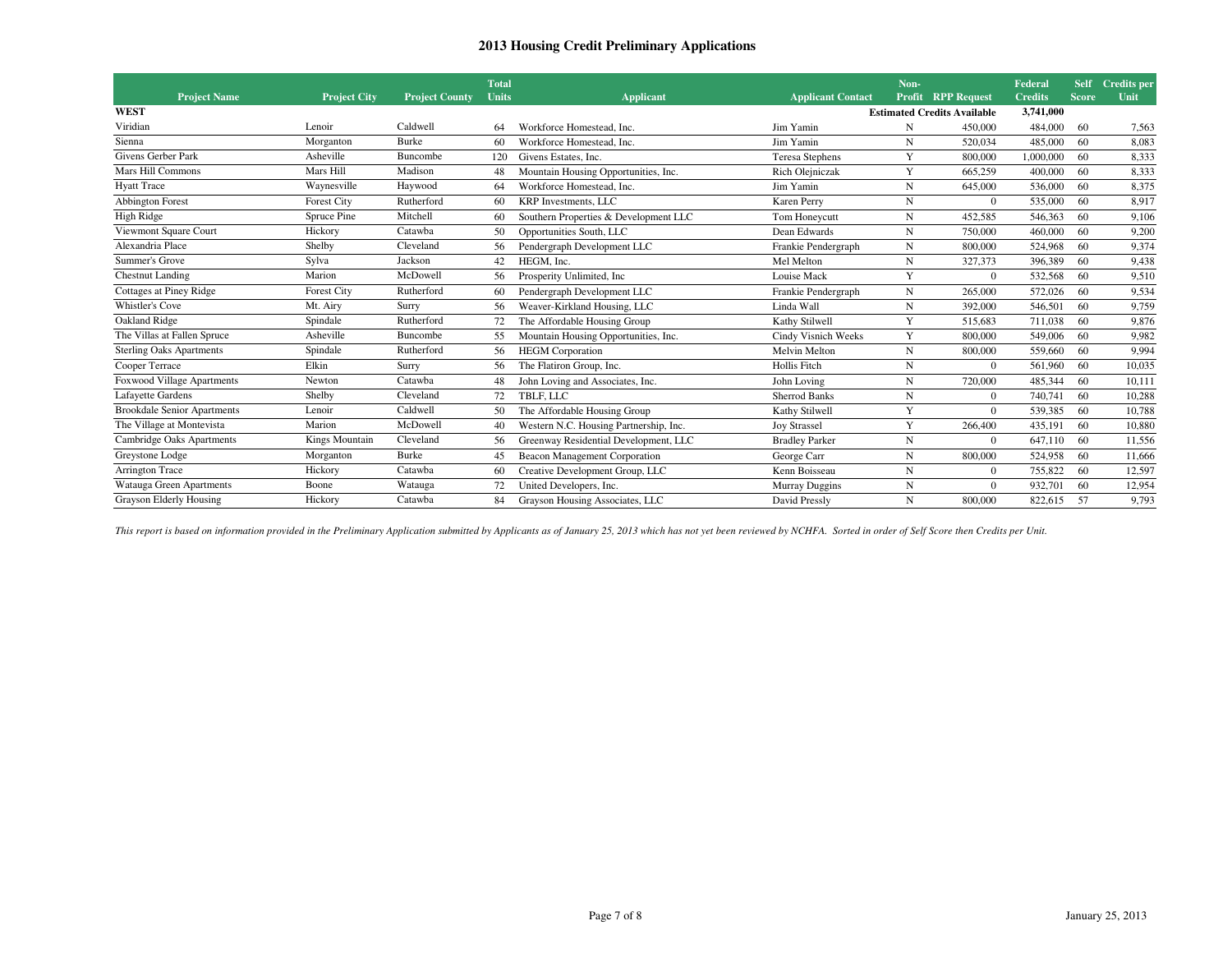# 2013 Housing Credit Preliminary Applications

| Project Name | Project City | Project County | Total Units | Applicant | Applicant Contact | Non-Profit | RPP Request | Federal Credits | Self Score | Credits per Unit |
|---|---|---|---|---|---|---|---|---|---|---|
| **WEST** | | | | | | **Estimated Credits Available** | | **3,741,000** | | |
| Viridian | Lenoir | Caldwell | 64 | Workforce Homestead, Inc. | Jim Yamin | N | 450,000 | 484,000 | 60 | 7,563 |
| Sienna | Morganton | Burke | 60 | Workforce Homestead, Inc. | Jim Yamin | N | 520,034 | 485,000 | 60 | 8,083 |
| Givens Gerber Park | Asheville | Buncombe | 120 | Givens Estates, Inc. | Teresa Stephens | Y | 800,000 | 1,000,000 | 60 | 8,333 |
| Mars Hill Commons | Mars Hill | Madison | 48 | Mountain Housing Opportunities, Inc. | Rich Olejniczak | Y | 665,259 | 400,000 | 60 | 8,333 |
| Hyatt Trace | Waynesville | Haywood | 64 | Workforce Homestead, Inc. | Jim Yamin | N | 645,000 | 536,000 | 60 | 8,375 |
| Abbington Forest | Forest City | Rutherford | 60 | KRP Investments, LLC | Karen Perry | N | 0 | 535,000 | 60 | 8,917 |
| High Ridge | Spruce Pine | Mitchell | 60 | Southern Properties & Development LLC | Tom Honeycutt | N | 452,585 | 546,363 | 60 | 9,106 |
| Viewmont Square Court | Hickory | Catawba | 50 | Opportunities South, LLC | Dean Edwards | N | 750,000 | 460,000 | 60 | 9,200 |
| Alexandria Place | Shelby | Cleveland | 56 | Pendergraph Development LLC | Frankie Pendergraph | N | 800,000 | 524,968 | 60 | 9,374 |
| Summer's Grove | Sylva | Jackson | 42 | HEGM, Inc. | Mel Melton | N | 327,373 | 396,389 | 60 | 9,438 |
| Chestnut Landing | Marion | McDowell | 56 | Prosperity Unlimited, Inc | Louise Mack | Y | 0 | 532,568 | 60 | 9,510 |
| Cottages at Piney Ridge | Forest City | Rutherford | 60 | Pendergraph Development LLC | Frankie Pendergraph | N | 265,000 | 572,026 | 60 | 9,534 |
| Whistler's Cove | Mt. Airy | Surry | 56 | Weaver-Kirkland Housing, LLC | Linda Wall | N | 392,000 | 546,501 | 60 | 9,759 |
| Oakland Ridge | Spindale | Rutherford | 72 | The Affordable Housing Group | Kathy Stilwell | Y | 515,683 | 711,038 | 60 | 9,876 |
| The Villas at Fallen Spruce | Asheville | Buncombe | 55 | Mountain Housing Opportunities, Inc. | Cindy Visnich Weeks | Y | 800,000 | 549,006 | 60 | 9,982 |
| Sterling Oaks Apartments | Spindale | Rutherford | 56 | HEGM Corporation | Melvin Melton | N | 800,000 | 559,660 | 60 | 9,994 |
| Cooper Terrace | Elkin | Surry | 56 | The Flatiron Group, Inc. | Hollis Fitch | N | 0 | 561,960 | 60 | 10,035 |
| Foxwood Village Apartments | Newton | Catawba | 48 | John Loving and Associates, Inc. | John Loving | N | 720,000 | 485,344 | 60 | 10,111 |
| Lafayette Gardens | Shelby | Cleveland | 72 | TBLF, LLC | Sherrod Banks | N | 0 | 740,741 | 60 | 10,288 |
| Brookdale Senior Apartments | Lenoir | Caldwell | 50 | The Affordable Housing Group | Kathy Stilwell | Y | 0 | 539,385 | 60 | 10,788 |
| The Village at Montevista | Marion | McDowell | 40 | Western N.C. Housing Partnership, Inc. | Joy Strassel | Y | 266,400 | 435,191 | 60 | 10,880 |
| Cambridge Oaks Apartments | Kings Mountain | Cleveland | 56 | Greenway Residential Development, LLC | Bradley Parker | N | 0 | 647,110 | 60 | 11,556 |
| Greystone Lodge | Morganton | Burke | 45 | Beacon Management Corporation | George Carr | N | 800,000 | 524,958 | 60 | 11,666 |
| Arrington Trace | Hickory | Catawba | 60 | Creative Development Group, LLC | Kenn Boisseau | N | 0 | 755,822 | 60 | 12,597 |
| Watauga Green Apartments | Boone | Watauga | 72 | United Developers, Inc. | Murray Duggins | N | 0 | 932,701 | 60 | 12,954 |
| Grayson Elderly Housing | Hickory | Catawba | 84 | Grayson Housing Associates, LLC | David Pressly | N | 800,000 | 822,615 | 57 | 9,793 |

*This report is based on information provided in the Preliminary Application submitted by Applicants as of January 25, 2013 which has not yet been reviewed by NCHFA. Sorted in order of Self Score then Credits per Unit.*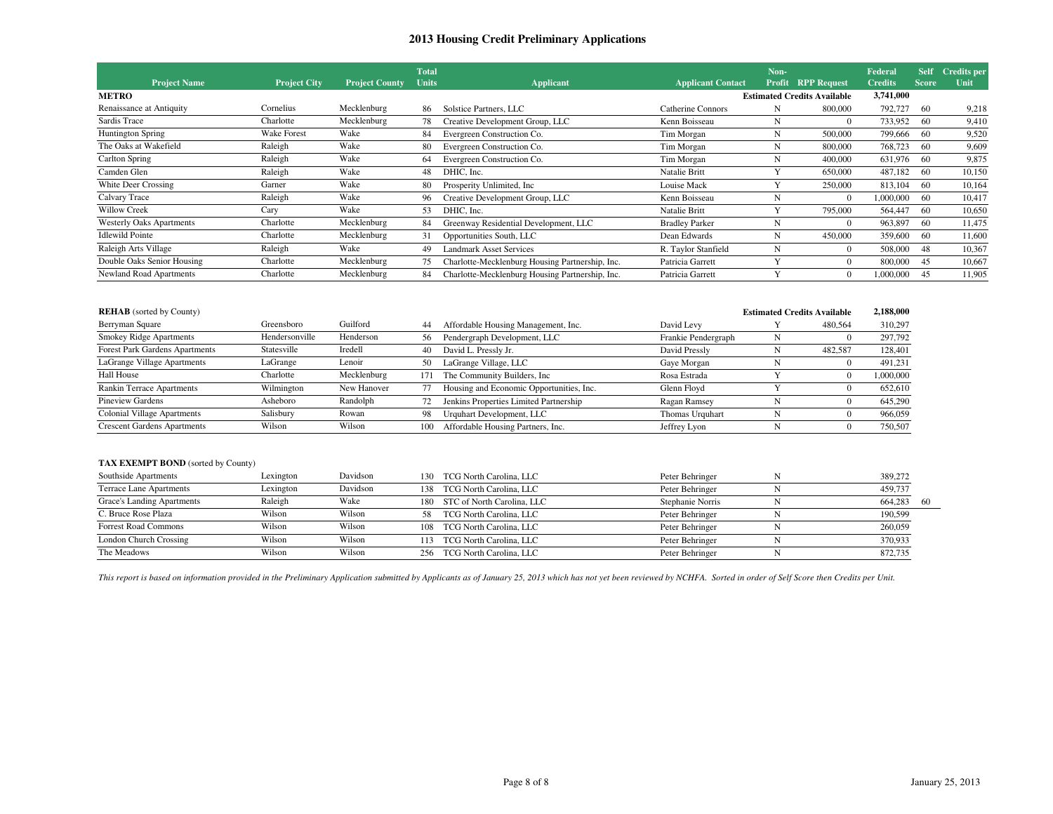# 2013 Housing Credit Preliminary Applications

| Project Name | Project City | Project County | Total Units | Applicant | Applicant Contact | Non-Profit | RPP Request | Federal Credits | Self Score | Credits per Unit |
|---|---|---|---|---|---|---|---|---|---|---|
| **METRO** | | | | | | **Estimated Credits Available** | | **3,741,000** | | |
| Renaissance at Antiquity | Cornelius | Mecklenburg | 86 | Solstice Partners, LLC | Catherine Connors | N | 800,000 | 792,727 | 60 | 9,218 |
| Sardis Trace | Charlotte | Mecklenburg | 78 | Creative Development Group, LLC | Kenn Boisseau | N | 0 | 733,952 | 60 | 9,410 |
| Huntington Spring | Wake Forest | Wake | 84 | Evergreen Construction Co. | Tim Morgan | N | 500,000 | 799,666 | 60 | 9,520 |
| The Oaks at Wakefield | Raleigh | Wake | 80 | Evergreen Construction Co. | Tim Morgan | N | 800,000 | 768,723 | 60 | 9,609 |
| Carlton Spring | Raleigh | Wake | 64 | Evergreen Construction Co. | Tim Morgan | N | 400,000 | 631,976 | 60 | 9,875 |
| Camden Glen | Raleigh | Wake | 48 | DHIC, Inc. | Natalie Britt | Y | 650,000 | 487,182 | 60 | 10,150 |
| White Deer Crossing | Garner | Wake | 80 | Prosperity Unlimited, Inc | Louise Mack | Y | 250,000 | 813,104 | 60 | 10,164 |
| Calvary Trace | Raleigh | Wake | 96 | Creative Development Group, LLC | Kenn Boisseau | N | 0 | 1,000,000 | 60 | 10,417 |
| Willow Creek | Cary | Wake | 53 | DHIC, Inc. | Natalie Britt | Y | 795,000 | 564,447 | 60 | 10,650 |
| Westerly Oaks Apartments | Charlotte | Mecklenburg | 84 | Greenway Residential Development, LLC | Bradley Parker | N | 0 | 963,897 | 60 | 11,475 |
| Idlewild Pointe | Charlotte | Mecklenburg | 31 | Opportunities South, LLC | Dean Edwards | N | 450,000 | 359,600 | 60 | 11,600 |
| Raleigh Arts Village | Raleigh | Wake | 49 | Landmark Asset Services | R. Taylor Stanfield | N | 0 | 508,000 | 48 | 10,367 |
| Double Oaks Senior Housing | Charlotte | Mecklenburg | 75 | Charlotte-Mecklenburg Housing Partnership, Inc. | Patricia Garrett | Y | 0 | 800,000 | 45 | 10,667 |
| Newland Road Apartments | Charlotte | Mecklenburg | 84 | Charlotte-Mecklenburg Housing Partnership, Inc. | Patricia Garrett | Y | 0 | 1,000,000 | 45 | 11,905 |
| **REHAB** (sorted by County) | | | | | | **Estimated Credits Available** | | **2,188,000** | | |
| Berryman Square | Greensboro | Guilford | 44 | Affordable Housing Management, Inc. | David Levy | Y | 480,564 | 310,297 | | |
| Smokey Ridge Apartments | Hendersonville | Henderson | 56 | Pendergraph Development, LLC | Frankie Pendergraph | N | 0 | 297,792 | | |
| Forest Park Gardens Apartments | Statesville | Iredell | 40 | David L. Pressly Jr. | David Pressly | N | 482,587 | 128,401 | | |
| LaGrange Village Apartments | LaGrange | Lenoir | 50 | LaGrange Village, LLC | Gaye Morgan | N | 0 | 491,231 | | |
| Hall House | Charlotte | Mecklenburg | 171 | The Community Builders, Inc | Rosa Estrada | Y | 0 | 1,000,000 | | |
| Rankin Terrace Apartments | Wilmington | New Hanover | 77 | Housing and Economic Opportunities, Inc. | Glenn Floyd | Y | 0 | 652,610 | | |
| Pineview Gardens | Asheboro | Randolph | 72 | Jenkins Properties Limited Partnership | Ragan Ramsey | N | 0 | 645,290 | | |
| Colonial Village Apartments | Salisbury | Rowan | 98 | Urquhart Development, LLC | Thomas Urquhart | N | 0 | 966,059 | | |
| Crescent Gardens Apartments | Wilson | Wilson | 100 | Affordable Housing Partners, Inc. | Jeffrey Lyon | N | 0 | 750,507 | | |
| **TAX EXEMPT BOND** (sorted by County) | | | | | | | | | | |
| Southside Apartments | Lexington | Davidson | 130 | TCG North Carolina, LLC | Peter Behringer | N | | 389,272 | | |
| Terrace Lane Apartments | Lexington | Davidson | 138 | TCG North Carolina, LLC | Peter Behringer | N | | 459,737 | | |
| Grace's Landing Apartments | Raleigh | Wake | 180 | STC of North Carolina, LLC | Stephanie Norris | N | | 664,283 | 60 | |
| C. Bruce Rose Plaza | Wilson | Wilson | 58 | TCG North Carolina, LLC | Peter Behringer | N | | 190,599 | | |
| Forrest Road Commons | Wilson | Wilson | 108 | TCG North Carolina, LLC | Peter Behringer | N | | 260,059 | | |
| London Church Crossing | Wilson | Wilson | 113 | TCG North Carolina, LLC | Peter Behringer | N | | 370,933 | | |
| The Meadows | Wilson | Wilson | 256 | TCG North Carolina, LLC | Peter Behringer | N | | 872,735 | | |

*This report is based on information provided in the Preliminary Application submitted by Applicants as of January 25, 2013 which has not yet been reviewed by NCHFA. Sorted in order of Self Score then Credits per Unit.*